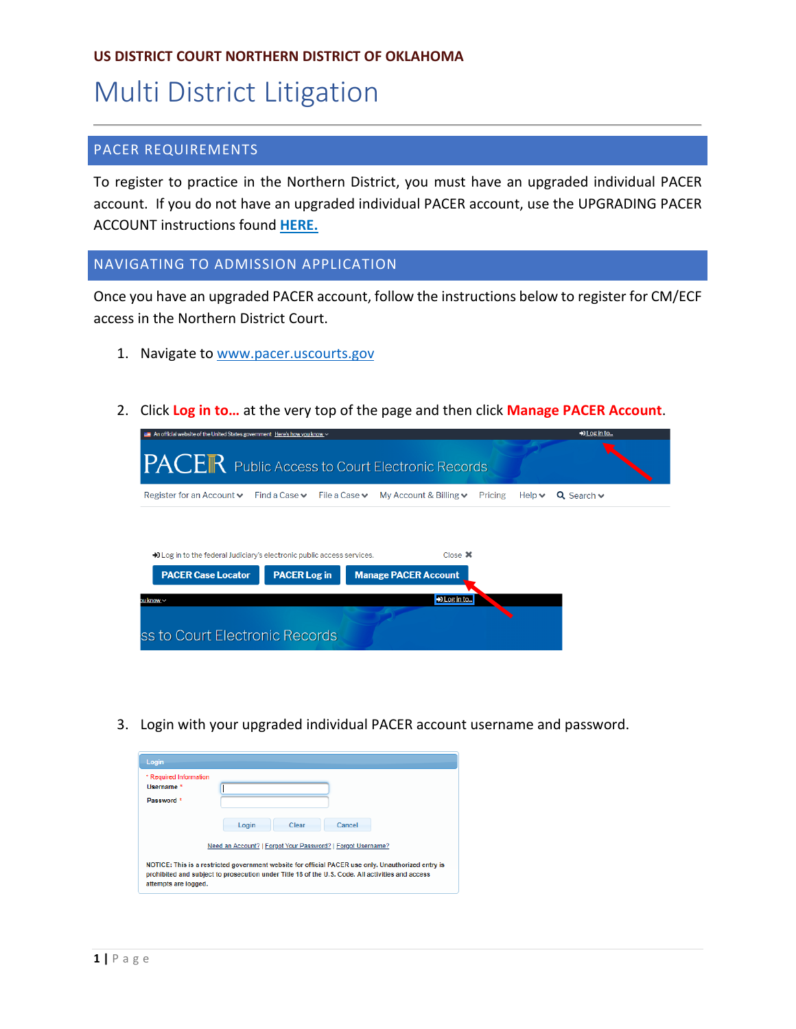**US DISTRICT COURT NORTHERN DISTRICT OF OKLAHOMA**

# Multi District Litigation

## PACER REQUIREMENTS

To register to practice in the Northern District, you must have an upgraded individual PACER account. If you do not have an upgraded individual PACER account, use the UPGRADING PACER ACCOUNT instructions found **HERE.**

## NAVIGATING TO ADMISSION APPLICATION

Once you have an upgraded PACER account, follow the instructions below to register for CM/ECF access in the Northern District Court.

1. Navigate to www.pacer.uscourts.gov

2. Click **Log in to...** at the very top of the page and then click **Manage PACER Account**.

3. Login with your upgraded individual PACER account username and password.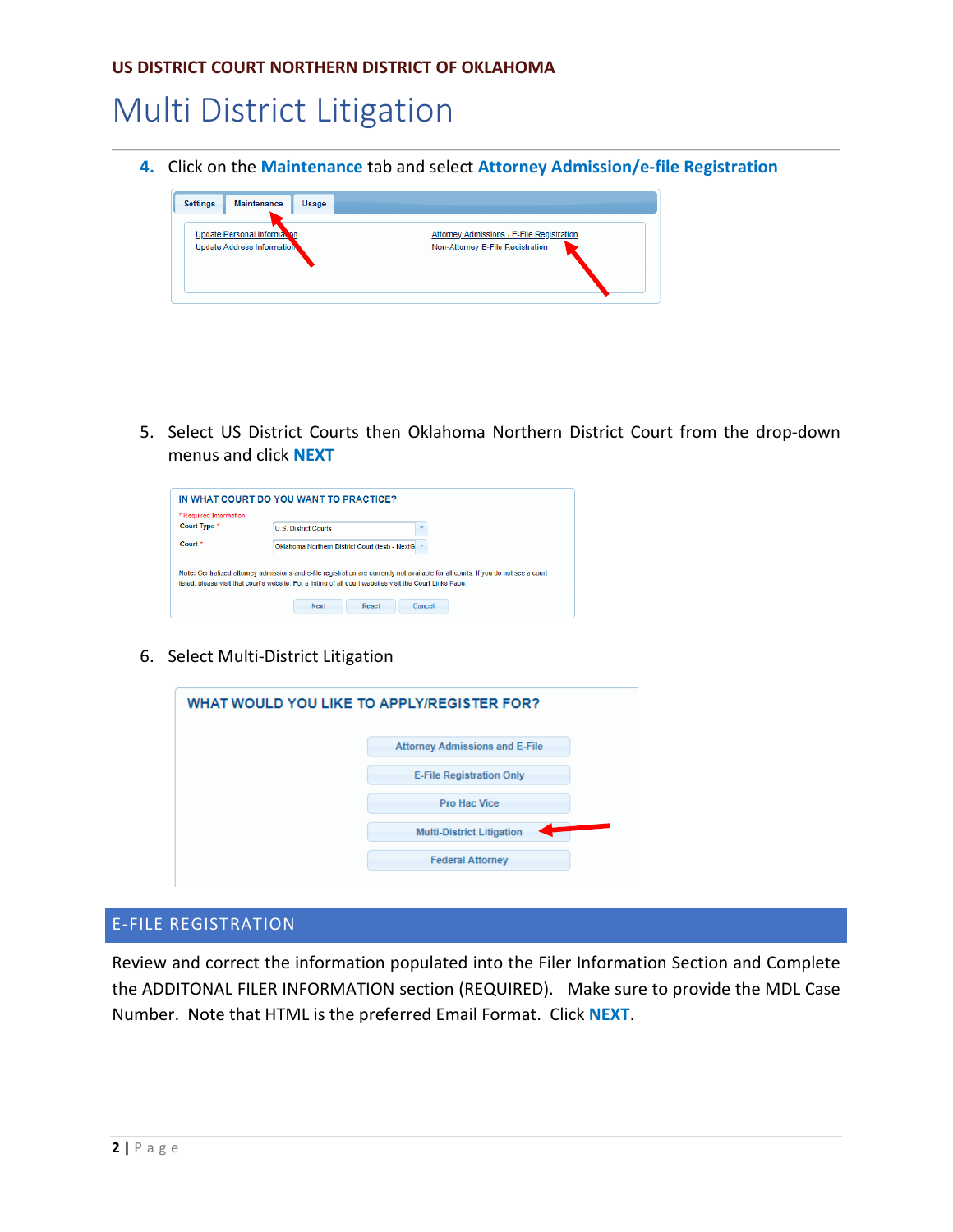# Multi District Litigation

4. Click on the **Maintenance** tab and select **Attorney Admission/e-file Registration**

5. Select US District Courts then Oklahoma Northern District Court from the drop-down menus and click **NEXT**

6. Select Multi-District Litigation

## E-FILE REGISTRATION

Review and correct the information populated into the Filer Information Section and Complete the ADDITONAL FILER INFORMATION section (REQUIRED). Make sure to provide the MDL Case Number. Note that HTML is the preferred Email Format. Click **NEXT**.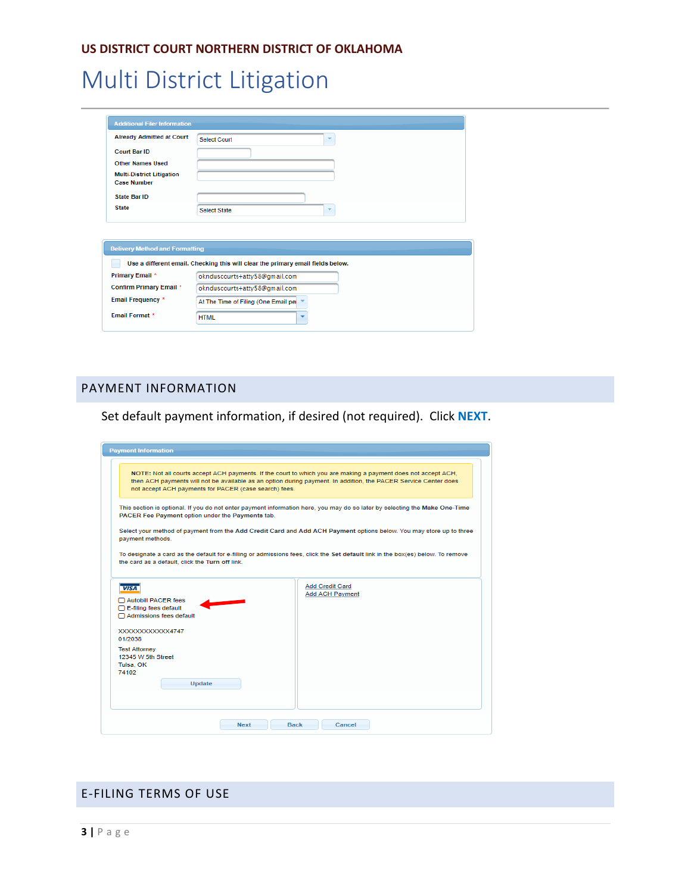## PAYMENT INFORMATION

Set default payment information, if desired (not required). Click **NEXT**.

## E-FILING TERMS OF USE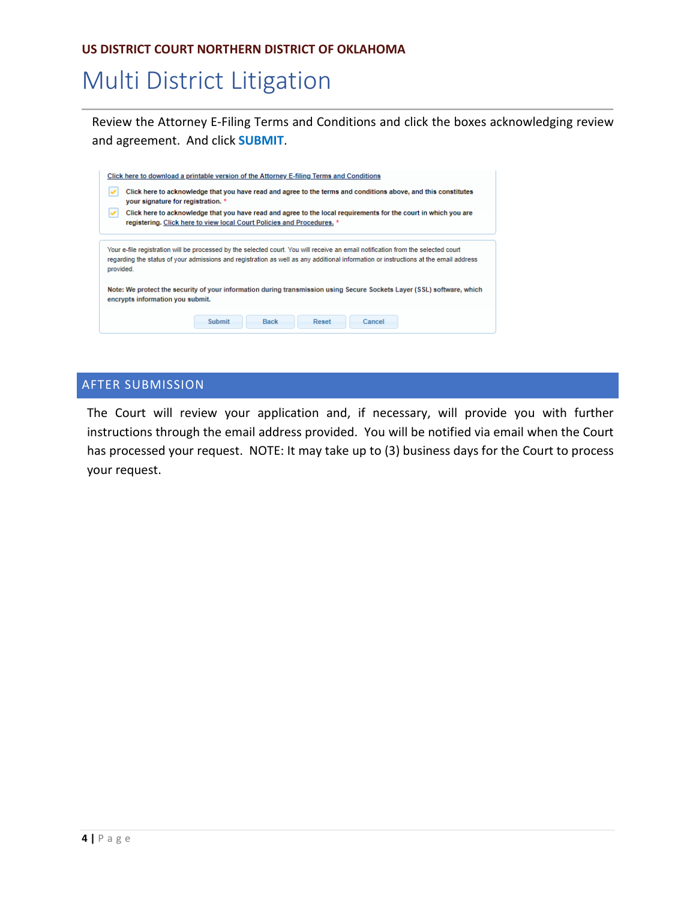# Multi District Litigation

Review the Attorney E-Filing Terms and Conditions and click the boxes acknowledging review and agreement. And click **SUBMIT**.

Click here to download a printable version of the Attorney E-filing Terms and Conditions

☑ Click here to acknowledge that you have read and agree to the terms and conditions above, and this constitutes your signature for registration. *

☑ Click here to acknowledge that you have read and agree to the local requirements for the court in which you are registering. Click here to view local Court Policies and Procedures. *

Your e-file registration will be processed by the selected court. You will receive an email notification from the selected court regarding the status of your admissions and registration as well as any additional information or instructions at the email address provided.

**Note: We protect the security of your information during transmission using Secure Sockets Layer (SSL) software, which encrypts information you submit.**

Submit | Back | Reset | Cancel

## AFTER SUBMISSION

The Court will review your application and, if necessary, will provide you with further instructions through the email address provided. You will be notified via email when the Court has processed your request. NOTE: It may take up to (3) business days for the Court to process your request.